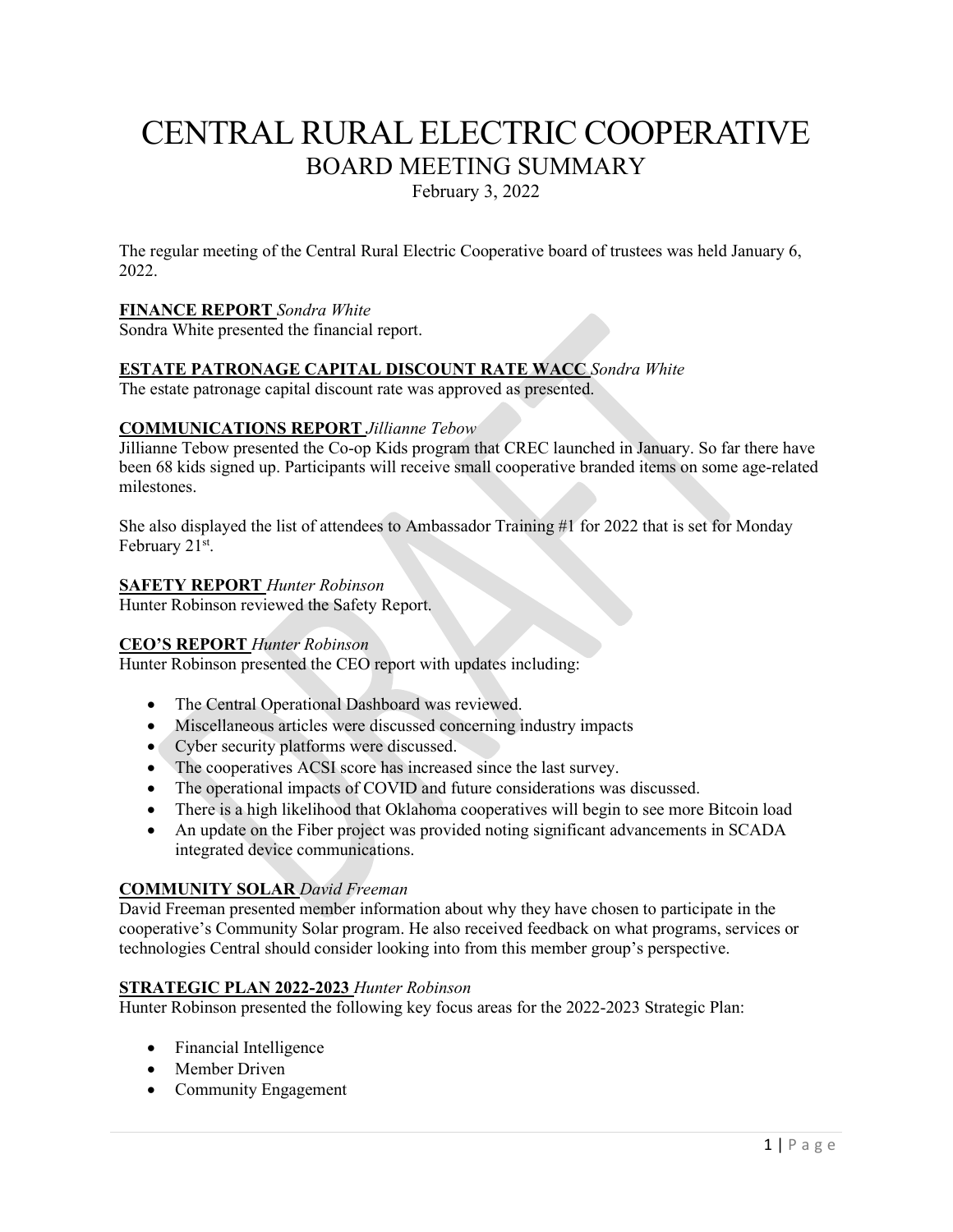# CENTRAL RURAL ELECTRIC COOPERATIVE

## BOARD MEETING SUMMARY

February 3, 2022

The regular meeting of the Central Rural Electric Cooperative board of trustees was held January 6, 2022.

**FINANCE REPORT** *Sondra White*
Sondra White presented the financial report.

**ESTATE PATRONAGE CAPITAL DISCOUNT RATE WACC** *Sondra White*
The estate patronage capital discount rate was approved as presented.

**COMMUNICATIONS REPORT** *Jillianne Tebow*
Jillianne Tebow presented the Co-op Kids program that CREC launched in January. So far there have been 68 kids signed up. Participants will receive small cooperative branded items on some age-related milestones.

She also displayed the list of attendees to Ambassador Training #1 for 2022 that is set for Monday February 21st.

**SAFETY REPORT** *Hunter Robinson*
Hunter Robinson reviewed the Safety Report.

**CEO'S REPORT** *Hunter Robinson*
Hunter Robinson presented the CEO report with updates including:

- The Central Operational Dashboard was reviewed.
- Miscellaneous articles were discussed concerning industry impacts
- Cyber security platforms were discussed.
- The cooperatives ACSI score has increased since the last survey.
- The operational impacts of COVID and future considerations was discussed.
- There is a high likelihood that Oklahoma cooperatives will begin to see more Bitcoin load
- An update on the Fiber project was provided noting significant advancements in SCADA integrated device communications.

**COMMUNITY SOLAR** *David Freeman*
David Freeman presented member information about why they have chosen to participate in the cooperative's Community Solar program. He also received feedback on what programs, services or technologies Central should consider looking into from this member group's perspective.

**STRATEGIC PLAN 2022-2023** *Hunter Robinson*
Hunter Robinson presented the following key focus areas for the 2022-2023 Strategic Plan:

- Financial Intelligence
- Member Driven
- Community Engagement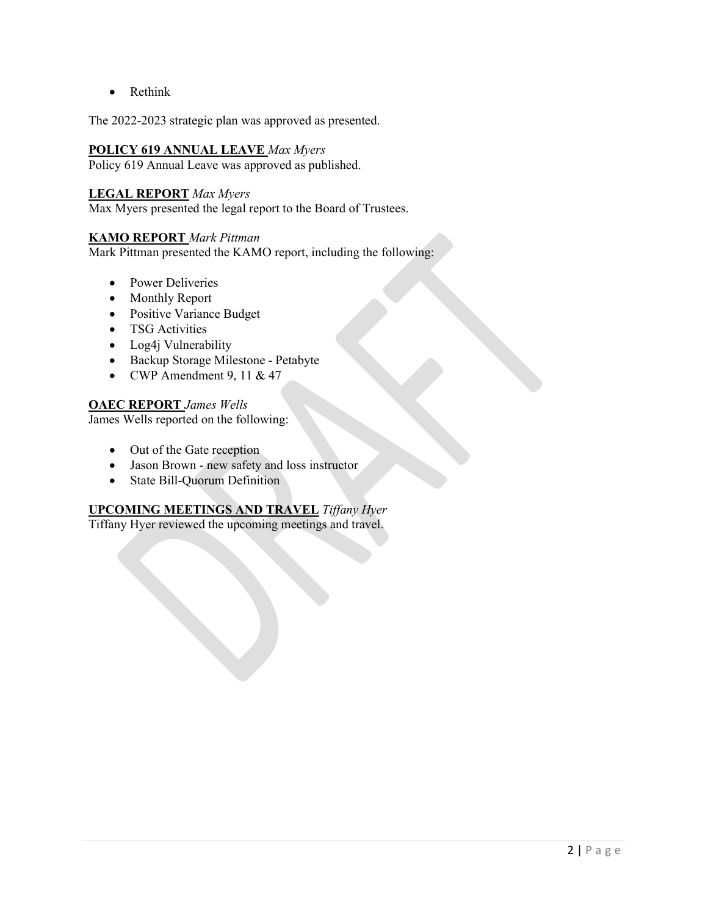- Rethink

The 2022-2023 strategic plan was approved as presented.

**POLICY 619 ANNUAL LEAVE** *Max Myers*
Policy 619 Annual Leave was approved as published.

**LEGAL REPORT** *Max Myers*
Max Myers presented the legal report to the Board of Trustees.

**KAMO REPORT** *Mark Pittman*
Mark Pittman presented the KAMO report, including the following:

- Power Deliveries
- Monthly Report
- Positive Variance Budget
- TSG Activities
- Log4j Vulnerability
- Backup Storage Milestone - Petabyte
- CWP Amendment 9, 11 & 47

**OAEC REPORT** *James Wells*
James Wells reported on the following:

- Out of the Gate reception
- Jason Brown - new safety and loss instructor
- State Bill-Quorum Definition

**UPCOMING MEETINGS AND TRAVEL** *Tiffany Hyer*
Tiffany Hyer reviewed the upcoming meetings and travel.